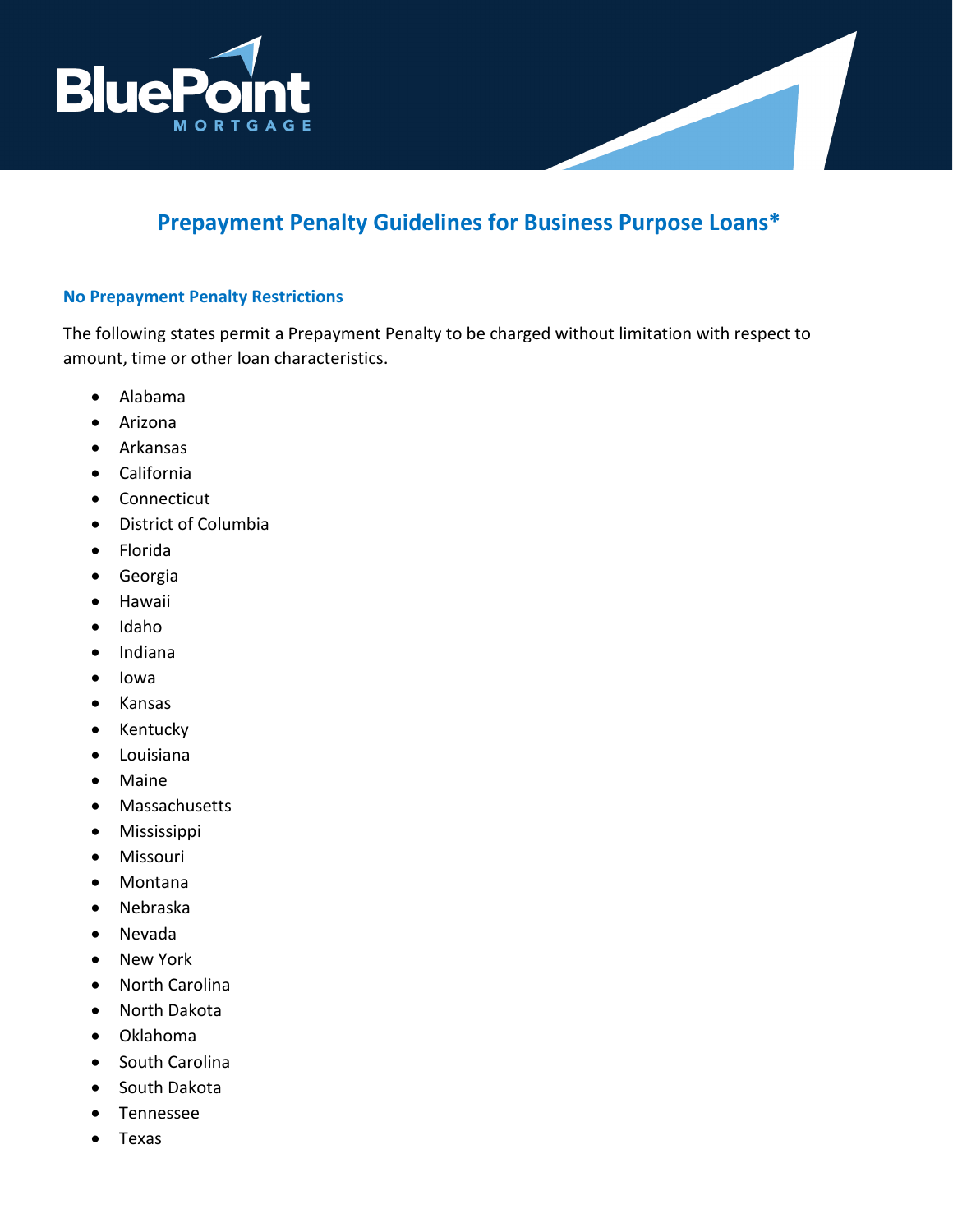BluePoint MORTGAGE

# Prepayment Penalty Guidelines for Business Purpose Loans*

### No Prepayment Penalty Restrictions

The following states permit a Prepayment Penalty to be charged without limitation with respect to amount, time or other loan characteristics.

- Alabama
- Arizona
- Arkansas
- California
- Connecticut
- District of Columbia
- Florida
- Georgia
- Hawaii
- Idaho
- Indiana
- Iowa
- Kansas
- Kentucky
- Louisiana
- Maine
- Massachusetts
- Mississippi
- Missouri
- Montana
- Nebraska
- Nevada
- New York
- North Carolina
- North Dakota
- Oklahoma
- South Carolina
- South Dakota
- Tennessee
- Texas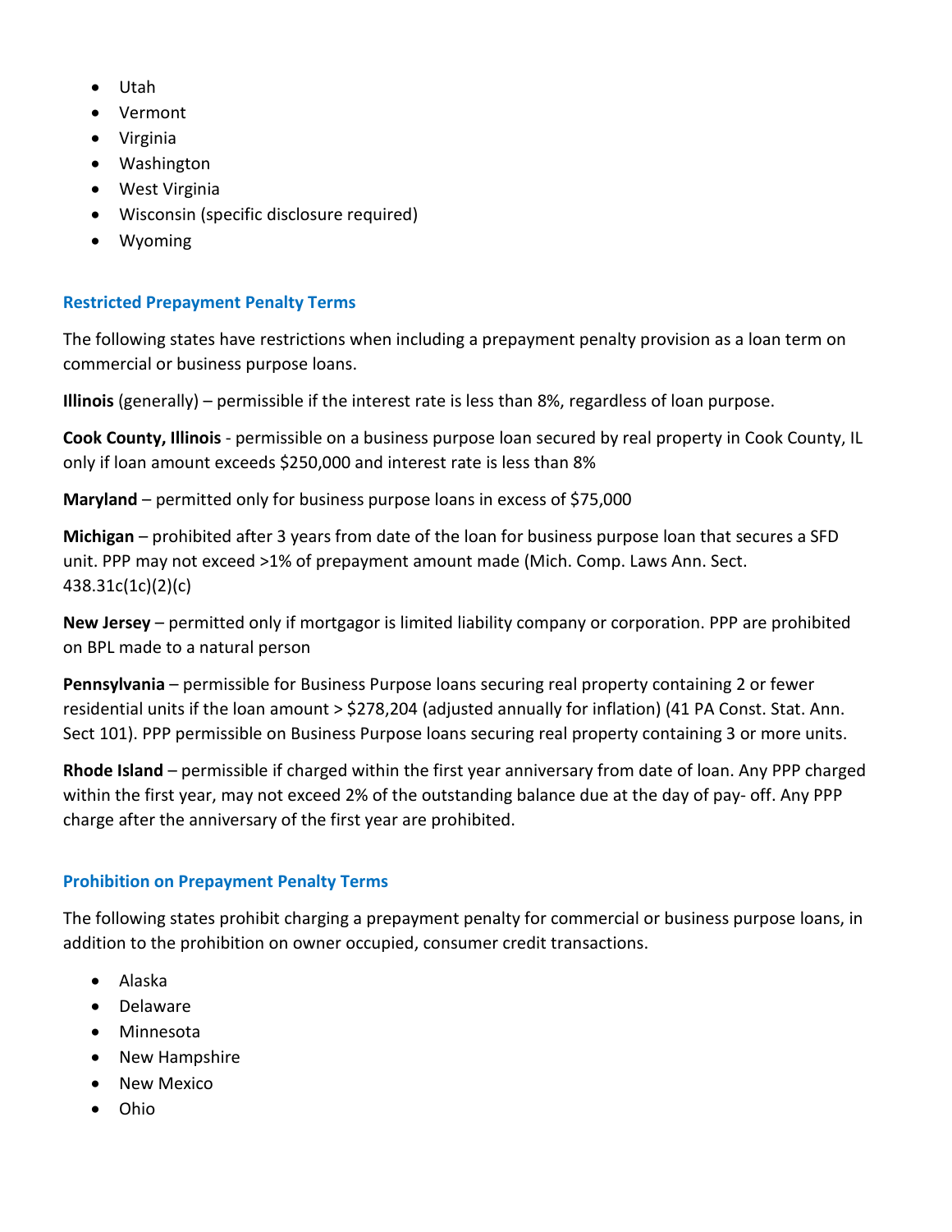- Utah
- Vermont
- Virginia
- Washington
- West Virginia
- Wisconsin (specific disclosure required)
- Wyoming

### Restricted Prepayment Penalty Terms

The following states have restrictions when including a prepayment penalty provision as a loan term on commercial or business purpose loans.

**Illinois** (generally) – permissible if the interest rate is less than 8%, regardless of loan purpose.

**Cook County, Illinois** - permissible on a business purpose loan secured by real property in Cook County, IL only if loan amount exceeds $250,000 and interest rate is less than 8%

**Maryland** – permitted only for business purpose loans in excess of $75,000

**Michigan** – prohibited after 3 years from date of the loan for business purpose loan that secures a SFD unit. PPP may not exceed >1% of prepayment amount made (Mich. Comp. Laws Ann. Sect. 438.31c(1c)(2)(c)

**New Jersey** – permitted only if mortgagor is limited liability company or corporation. PPP are prohibited on BPL made to a natural person

**Pennsylvania** – permissible for Business Purpose loans securing real property containing 2 or fewer residential units if the loan amount > $278,204 (adjusted annually for inflation) (41 PA Const. Stat. Ann. Sect 101). PPP permissible on Business Purpose loans securing real property containing 3 or more units.

**Rhode Island** – permissible if charged within the first year anniversary from date of loan. Any PPP charged within the first year, may not exceed 2% of the outstanding balance due at the day of pay- off. Any PPP charge after the anniversary of the first year are prohibited.

### Prohibition on Prepayment Penalty Terms

The following states prohibit charging a prepayment penalty for commercial or business purpose loans, in addition to the prohibition on owner occupied, consumer credit transactions.

- Alaska
- Delaware
- Minnesota
- New Hampshire
- New Mexico
- Ohio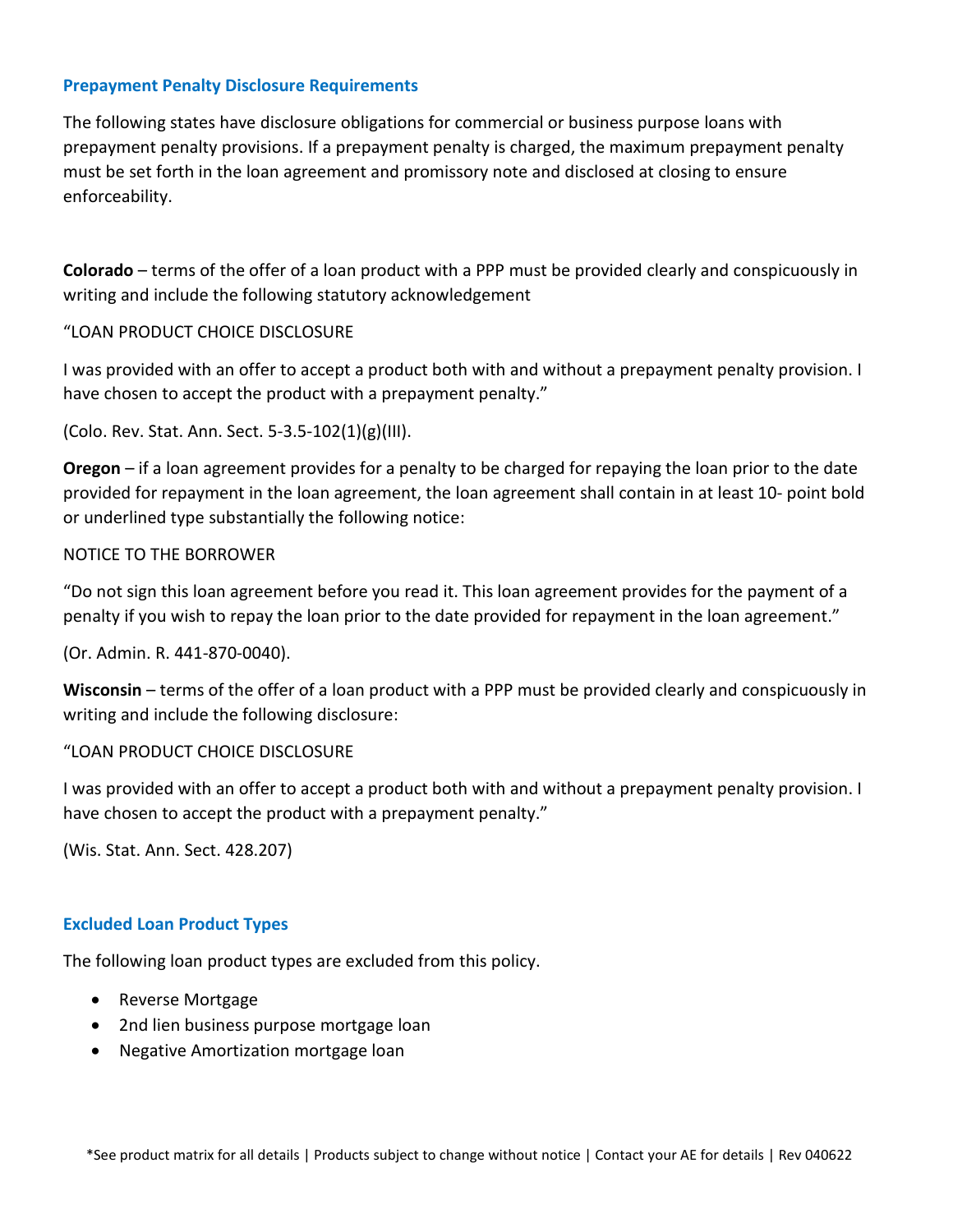## Prepayment Penalty Disclosure Requirements

The following states have disclosure obligations for commercial or business purpose loans with prepayment penalty provisions. If a prepayment penalty is charged, the maximum prepayment penalty must be set forth in the loan agreement and promissory note and disclosed at closing to ensure enforceability.

**Colorado** – terms of the offer of a loan product with a PPP must be provided clearly and conspicuously in writing and include the following statutory acknowledgement

"LOAN PRODUCT CHOICE DISCLOSURE

I was provided with an offer to accept a product both with and without a prepayment penalty provision. I have chosen to accept the product with a prepayment penalty."

(Colo. Rev. Stat. Ann. Sect. 5-3.5-102(1)(g)(III).

**Oregon** – if a loan agreement provides for a penalty to be charged for repaying the loan prior to the date provided for repayment in the loan agreement, the loan agreement shall contain in at least 10- point bold or underlined type substantially the following notice:

NOTICE TO THE BORROWER

"Do not sign this loan agreement before you read it. This loan agreement provides for the payment of a penalty if you wish to repay the loan prior to the date provided for repayment in the loan agreement."

(Or. Admin. R. 441-870-0040).

**Wisconsin** – terms of the offer of a loan product with a PPP must be provided clearly and conspicuously in writing and include the following disclosure:

"LOAN PRODUCT CHOICE DISCLOSURE

I was provided with an offer to accept a product both with and without a prepayment penalty provision. I have chosen to accept the product with a prepayment penalty."

(Wis. Stat. Ann. Sect. 428.207)

## Excluded Loan Product Types

The following loan product types are excluded from this policy.

- Reverse Mortgage
- 2nd lien business purpose mortgage loan
- Negative Amortization mortgage loan

*See product matrix for all details | Products subject to change without notice | Contact your AE for details | Rev 040622